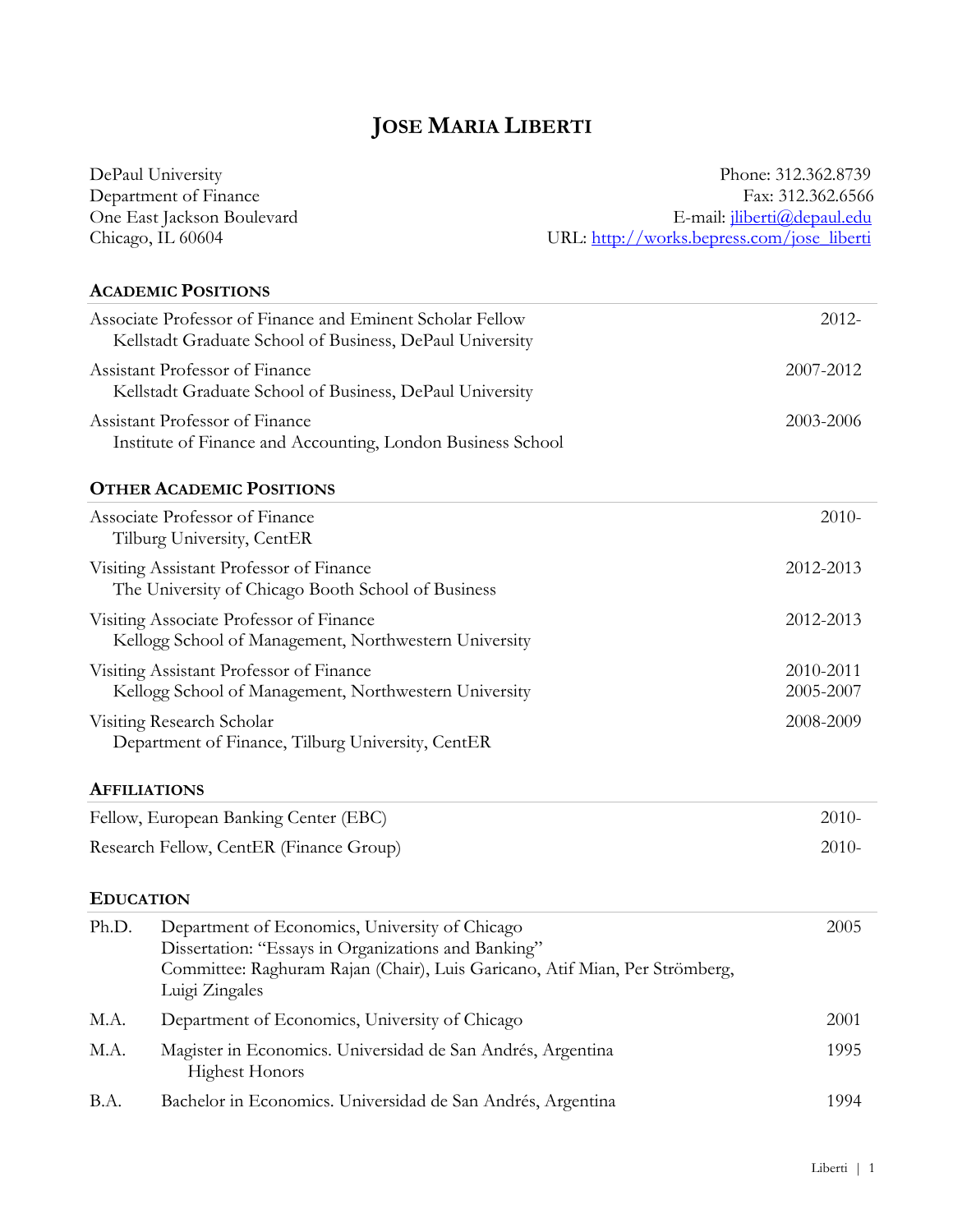# JOSE MARIA LIBERTI

DePaul University
Department of Finance
One East Jackson Boulevard
Chicago, IL 60604

Phone: 312.362.8739
Fax: 312.362.6566
E-mail: jliberti@depaul.edu
URL: http://works.bepress.com/jose_liberti

## ACADEMIC POSITIONS

| | |
|---|---|
| Associate Professor of Finance and Eminent Scholar Fellow<br>Kellstadt Graduate School of Business, DePaul University | 2012- |
| Assistant Professor of Finance<br>Kellstadt Graduate School of Business, DePaul University | 2007-2012 |
| Assistant Professor of Finance<br>Institute of Finance and Accounting, London Business School | 2003-2006 |

## OTHER ACADEMIC POSITIONS

| | |
|---|---|
| Associate Professor of Finance<br>Tilburg University, CentER | 2010- |
| Visiting Assistant Professor of Finance<br>The University of Chicago Booth School of Business | 2012-2013 |
| Visiting Associate Professor of Finance<br>Kellogg School of Management, Northwestern University | 2012-2013 |
| Visiting Assistant Professor of Finance<br>Kellogg School of Management, Northwestern University | 2010-2011<br>2005-2007 |
| Visiting Research Scholar<br>Department of Finance, Tilburg University, CentER | 2008-2009 |

## AFFILIATIONS

| | |
|---|---|
| Fellow, European Banking Center (EBC) | 2010- |
| Research Fellow, CentER (Finance Group) | 2010- |

## EDUCATION

| | | |
|---|---|---|
| Ph.D. | Department of Economics, University of Chicago<br>Dissertation: "Essays in Organizations and Banking"<br>Committee: Raghuram Rajan (Chair), Luis Garicano, Atif Mian, Per Strömberg, Luigi Zingales | 2005 |
| M.A. | Department of Economics, University of Chicago | 2001 |
| M.A. | Magister in Economics. Universidad de San Andrés, Argentina<br>Highest Honors | 1995 |
| B.A. | Bachelor in Economics. Universidad de San Andrés, Argentina | 1994 |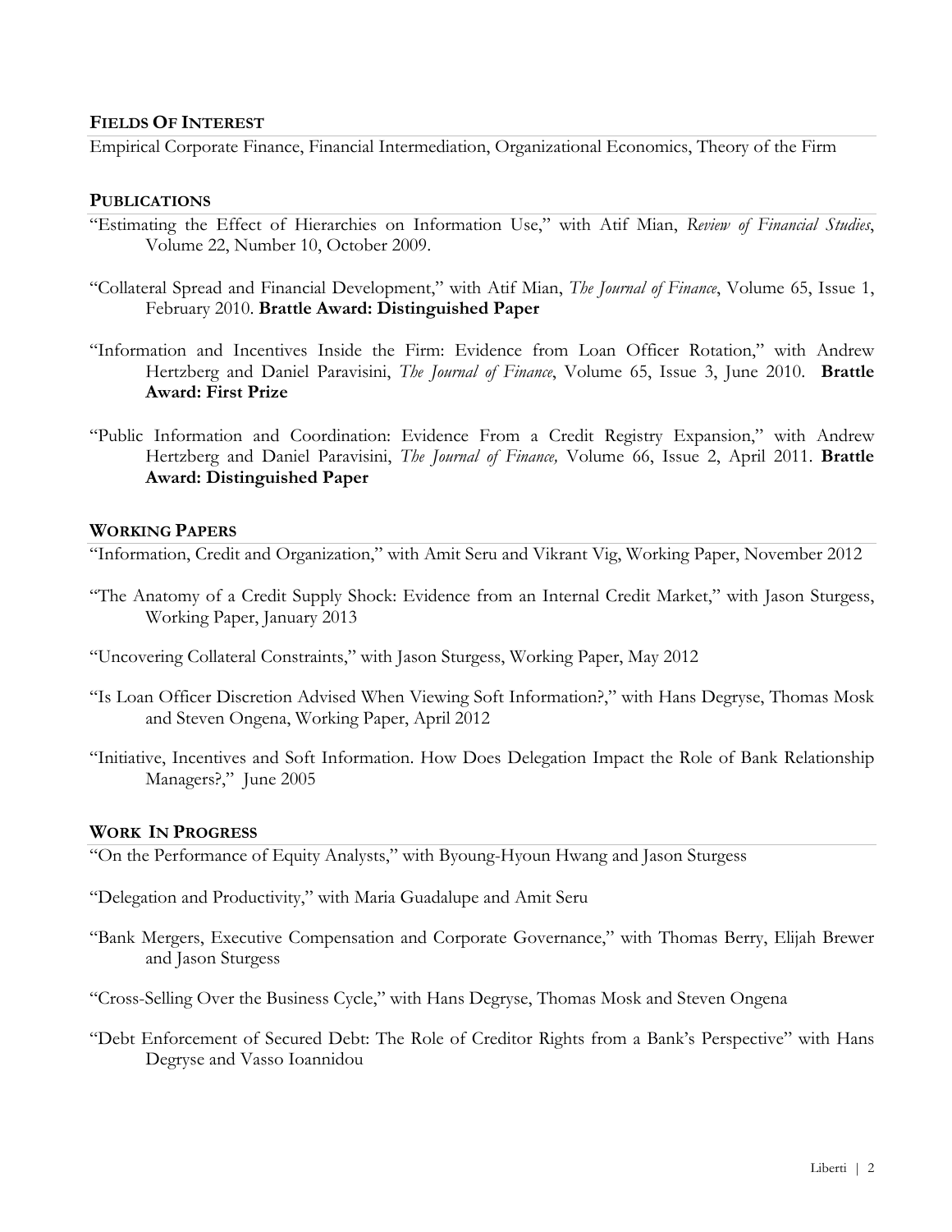## Fields Of Interest

Empirical Corporate Finance, Financial Intermediation, Organizational Economics, Theory of the Firm

## Publications

"Estimating the Effect of Hierarchies on Information Use," with Atif Mian, *Review of Financial Studies*, Volume 22, Number 10, October 2009.

"Collateral Spread and Financial Development," with Atif Mian, *The Journal of Finance*, Volume 65, Issue 1, February 2010. **Brattle Award: Distinguished Paper**

"Information and Incentives Inside the Firm: Evidence from Loan Officer Rotation," with Andrew Hertzberg and Daniel Paravisini, *The Journal of Finance*, Volume 65, Issue 3, June 2010. **Brattle Award: First Prize**

"Public Information and Coordination: Evidence From a Credit Registry Expansion," with Andrew Hertzberg and Daniel Paravisini, *The Journal of Finance,* Volume 66, Issue 2, April 2011. **Brattle Award: Distinguished Paper**

## Working Papers

"Information, Credit and Organization," with Amit Seru and Vikrant Vig, Working Paper, November 2012

"The Anatomy of a Credit Supply Shock: Evidence from an Internal Credit Market," with Jason Sturgess, Working Paper, January 2013

"Uncovering Collateral Constraints," with Jason Sturgess, Working Paper, May 2012

"Is Loan Officer Discretion Advised When Viewing Soft Information?," with Hans Degryse, Thomas Mosk and Steven Ongena, Working Paper, April 2012

"Initiative, Incentives and Soft Information. How Does Delegation Impact the Role of Bank Relationship Managers?," June 2005

## Work In Progress

"On the Performance of Equity Analysts," with Byoung-Hyoun Hwang and Jason Sturgess

"Delegation and Productivity," with Maria Guadalupe and Amit Seru

"Bank Mergers, Executive Compensation and Corporate Governance," with Thomas Berry, Elijah Brewer and Jason Sturgess

"Cross-Selling Over the Business Cycle," with Hans Degryse, Thomas Mosk and Steven Ongena

"Debt Enforcement of Secured Debt: The Role of Creditor Rights from a Bank's Perspective" with Hans Degryse and Vasso Ioannidou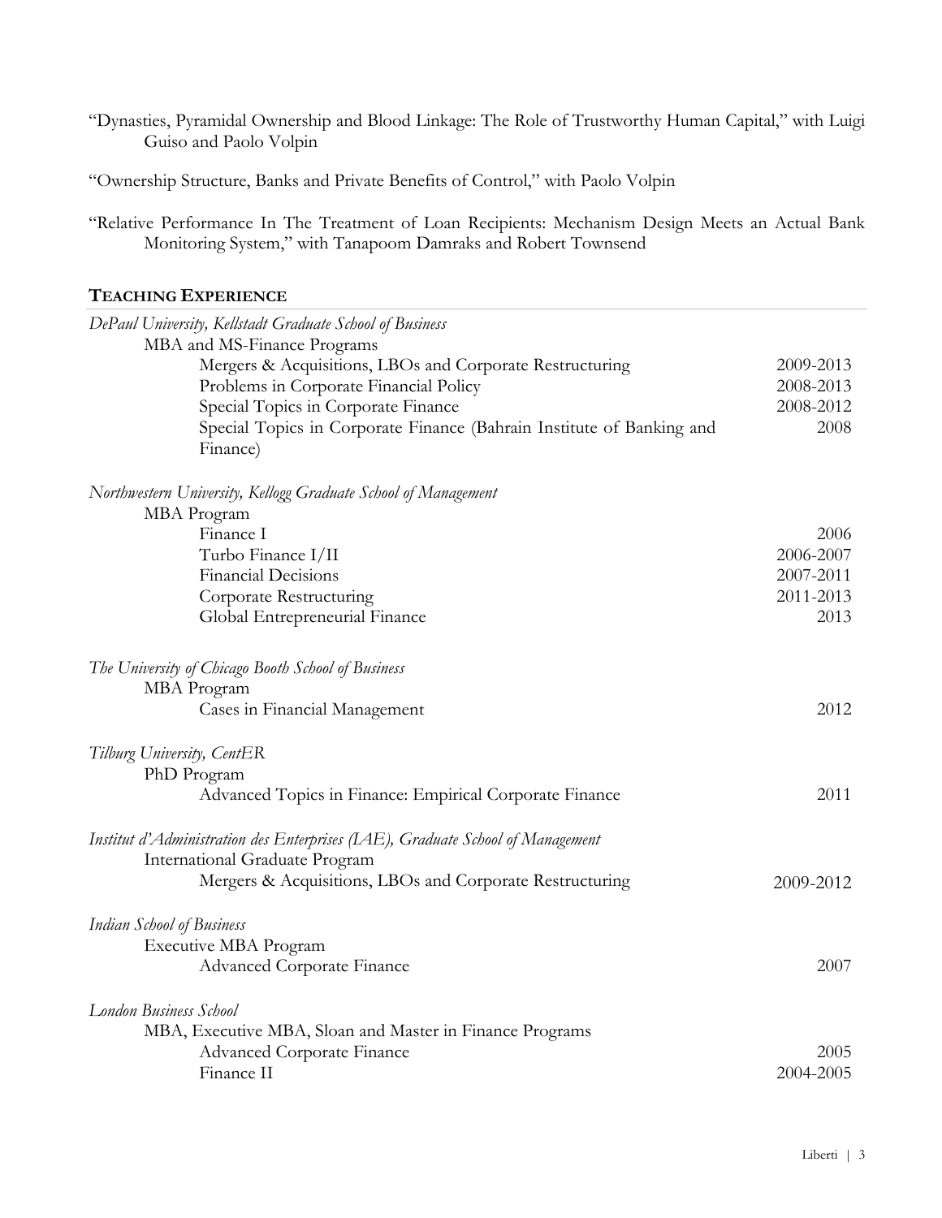"Dynasties, Pyramidal Ownership and Blood Linkage: The Role of Trustworthy Human Capital," with Luigi Guiso and Paolo Volpin

"Ownership Structure, Banks and Private Benefits of Control," with Paolo Volpin

"Relative Performance In The Treatment of Loan Recipients: Mechanism Design Meets an Actual Bank Monitoring System," with Tanapoom Damraks and Robert Townsend

## TEACHING EXPERIENCE

*DePaul University, Kellstadt Graduate School of Business*

MBA and MS-Finance Programs

- Mergers & Acquisitions, LBOs and Corporate Restructuring — 2009-2013
- Problems in Corporate Financial Policy — 2008-2013
- Special Topics in Corporate Finance — 2008-2012
- Special Topics in Corporate Finance (Bahrain Institute of Banking and Finance) — 2008

*Northwestern University, Kellogg Graduate School of Management*

MBA Program

- Finance I — 2006
- Turbo Finance I/II — 2006-2007
- Financial Decisions — 2007-2011
- Corporate Restructuring — 2011-2013
- Global Entrepreneurial Finance — 2013

*The University of Chicago Booth School of Business*

MBA Program

- Cases in Financial Management — 2012

*Tilburg University, CentER*

PhD Program

- Advanced Topics in Finance: Empirical Corporate Finance — 2011

*Institut d'Administration des Enterprises (IAE), Graduate School of Management*

International Graduate Program

- Mergers & Acquisitions, LBOs and Corporate Restructuring — 2009-2012

*Indian School of Business*

Executive MBA Program

- Advanced Corporate Finance — 2007

*London Business School*

MBA, Executive MBA, Sloan and Master in Finance Programs

- Advanced Corporate Finance — 2005
- Finance II — 2004-2005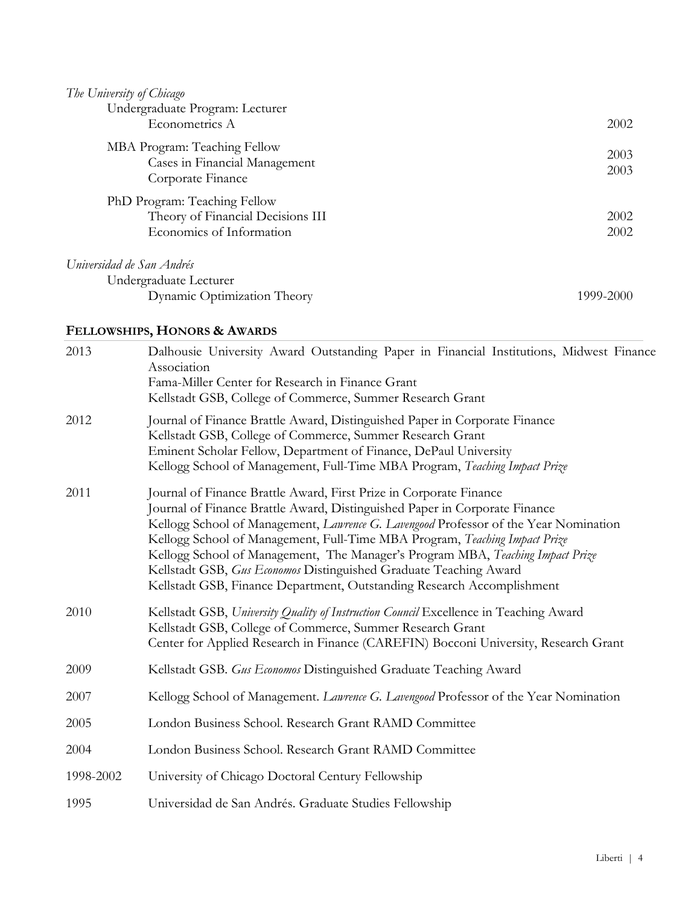*The University of Chicago*

Undergraduate Program: Lecturer

| | |
|---|---|
| Econometrics A | 2002 |

MBA Program: Teaching Fellow

| | |
|---|---|
| Cases in Financial Management | 2003 |
| Corporate Finance | 2003 |

PhD Program: Teaching Fellow

| | |
|---|---|
| Theory of Financial Decisions III | 2002 |
| Economics of Information | 2002 |

*Universidad de San Andrés*

Undergraduate Lecturer

| | |
|---|---|
| Dynamic Optimization Theory | 1999-2000 |

## FELLOWSHIPS, HONORS & AWARDS

| | |
|---|---|
| 2013 | Dalhousie University Award Outstanding Paper in Financial Institutions, Midwest Finance Association<br>Fama-Miller Center for Research in Finance Grant<br>Kellstadt GSB, College of Commerce, Summer Research Grant |
| 2012 | Journal of Finance Brattle Award, Distinguished Paper in Corporate Finance<br>Kellstadt GSB, College of Commerce, Summer Research Grant<br>Eminent Scholar Fellow, Department of Finance, DePaul University<br>Kellogg School of Management, Full-Time MBA Program, *Teaching Impact Prize* |
| 2011 | Journal of Finance Brattle Award, First Prize in Corporate Finance<br>Journal of Finance Brattle Award, Distinguished Paper in Corporate Finance<br>Kellogg School of Management, *Lawrence G. Lavengood* Professor of the Year Nomination<br>Kellogg School of Management, Full-Time MBA Program, *Teaching Impact Prize*<br>Kellogg School of Management, The Manager's Program MBA, *Teaching Impact Prize*<br>Kellstadt GSB, *Gus Economos* Distinguished Graduate Teaching Award<br>Kellstadt GSB, Finance Department, Outstanding Research Accomplishment |
| 2010 | Kellstadt GSB, *University Quality of Instruction Council* Excellence in Teaching Award<br>Kellstadt GSB, College of Commerce, Summer Research Grant<br>Center for Applied Research in Finance (CAREFIN) Bocconi University, Research Grant |
| 2009 | Kellstadt GSB. *Gus Economos* Distinguished Graduate Teaching Award |
| 2007 | Kellogg School of Management. *Lawrence G. Lavengood* Professor of the Year Nomination |
| 2005 | London Business School. Research Grant RAMD Committee |
| 2004 | London Business School. Research Grant RAMD Committee |
| 1998-2002 | University of Chicago Doctoral Century Fellowship |
| 1995 | Universidad de San Andrés. Graduate Studies Fellowship |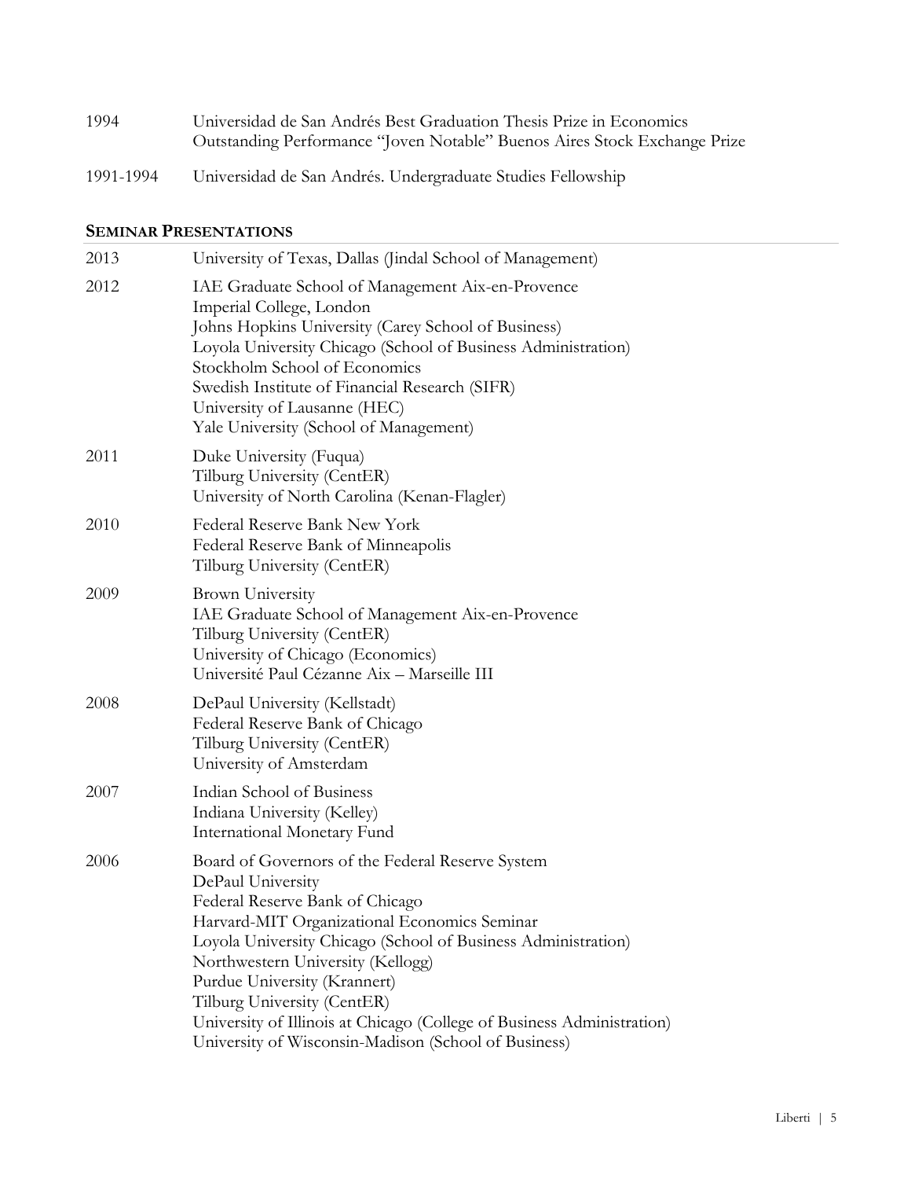| | |
|---|---|
| 1994 | Universidad de San Andrés Best Graduation Thesis Prize in Economics<br>Outstanding Performance "Joven Notable" Buenos Aires Stock Exchange Prize |
| 1991-1994 | Universidad de San Andrés. Undergraduate Studies Fellowship |

## SEMINAR PRESENTATIONS

| | |
|---|---|
| 2013 | University of Texas, Dallas (Jindal School of Management) |
| 2012 | IAE Graduate School of Management Aix-en-Provence<br>Imperial College, London<br>Johns Hopkins University (Carey School of Business)<br>Loyola University Chicago (School of Business Administration)<br>Stockholm School of Economics<br>Swedish Institute of Financial Research (SIFR)<br>University of Lausanne (HEC)<br>Yale University (School of Management) |
| 2011 | Duke University (Fuqua)<br>Tilburg University (CentER)<br>University of North Carolina (Kenan-Flagler) |
| 2010 | Federal Reserve Bank New York<br>Federal Reserve Bank of Minneapolis<br>Tilburg University (CentER) |
| 2009 | Brown University<br>IAE Graduate School of Management Aix-en-Provence<br>Tilburg University (CentER)<br>University of Chicago (Economics)<br>Université Paul Cézanne Aix – Marseille III |
| 2008 | DePaul University (Kellstadt)<br>Federal Reserve Bank of Chicago<br>Tilburg University (CentER)<br>University of Amsterdam |
| 2007 | Indian School of Business<br>Indiana University (Kelley)<br>International Monetary Fund |
| 2006 | Board of Governors of the Federal Reserve System<br>DePaul University<br>Federal Reserve Bank of Chicago<br>Harvard-MIT Organizational Economics Seminar<br>Loyola University Chicago (School of Business Administration)<br>Northwestern University (Kellogg)<br>Purdue University (Krannert)<br>Tilburg University (CentER)<br>University of Illinois at Chicago (College of Business Administration)<br>University of Wisconsin-Madison (School of Business) |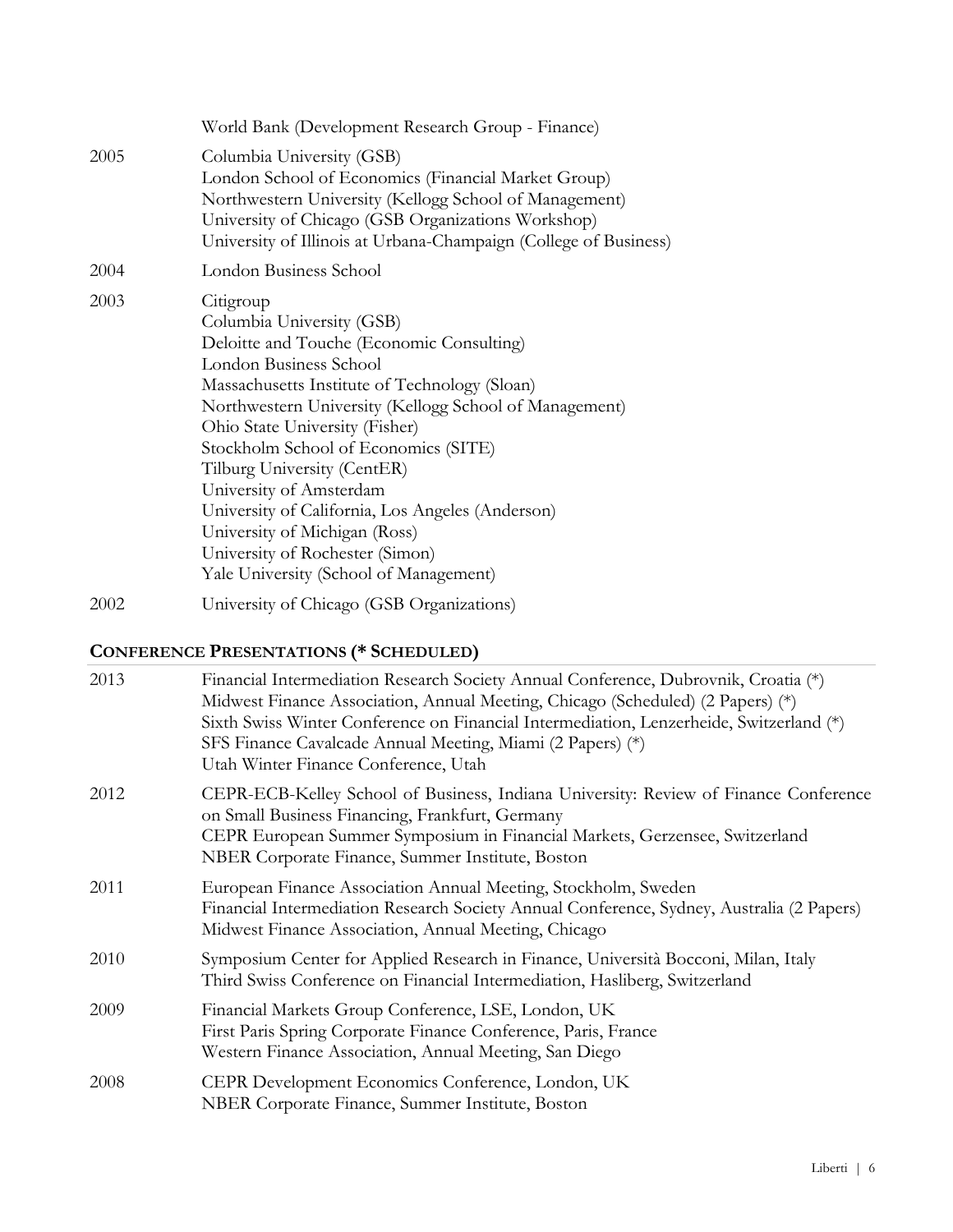| | |
|---|---|
| | World Bank (Development Research Group - Finance) |
| 2005 | Columbia University (GSB)<br>London School of Economics (Financial Market Group)<br>Northwestern University (Kellogg School of Management)<br>University of Chicago (GSB Organizations Workshop)<br>University of Illinois at Urbana-Champaign (College of Business) |
| 2004 | London Business School |
| 2003 | Citigroup<br>Columbia University (GSB)<br>Deloitte and Touche (Economic Consulting)<br>London Business School<br>Massachusetts Institute of Technology (Sloan)<br>Northwestern University (Kellogg School of Management)<br>Ohio State University (Fisher)<br>Stockholm School of Economics (SITE)<br>Tilburg University (CentER)<br>University of Amsterdam<br>University of California, Los Angeles (Anderson)<br>University of Michigan (Ross)<br>University of Rochester (Simon)<br>Yale University (School of Management) |
| 2002 | University of Chicago (GSB Organizations) |

## **CONFERENCE PRESENTATIONS (* SCHEDULED)**

| | |
|---|---|
| 2013 | Financial Intermediation Research Society Annual Conference, Dubrovnik, Croatia (*)<br>Midwest Finance Association, Annual Meeting, Chicago (Scheduled) (2 Papers) (*)<br>Sixth Swiss Winter Conference on Financial Intermediation, Lenzerheide, Switzerland (*)<br>SFS Finance Cavalcade Annual Meeting, Miami (2 Papers) (*)<br>Utah Winter Finance Conference, Utah |
| 2012 | CEPR-ECB-Kelley School of Business, Indiana University: Review of Finance Conference on Small Business Financing, Frankfurt, Germany<br>CEPR European Summer Symposium in Financial Markets, Gerzensee, Switzerland<br>NBER Corporate Finance, Summer Institute, Boston |
| 2011 | European Finance Association Annual Meeting, Stockholm, Sweden<br>Financial Intermediation Research Society Annual Conference, Sydney, Australia (2 Papers)<br>Midwest Finance Association, Annual Meeting, Chicago |
| 2010 | Symposium Center for Applied Research in Finance, Università Bocconi, Milan, Italy<br>Third Swiss Conference on Financial Intermediation, Hasliberg, Switzerland |
| 2009 | Financial Markets Group Conference, LSE, London, UK<br>First Paris Spring Corporate Finance Conference, Paris, France<br>Western Finance Association, Annual Meeting, San Diego |
| 2008 | CEPR Development Economics Conference, London, UK<br>NBER Corporate Finance, Summer Institute, Boston |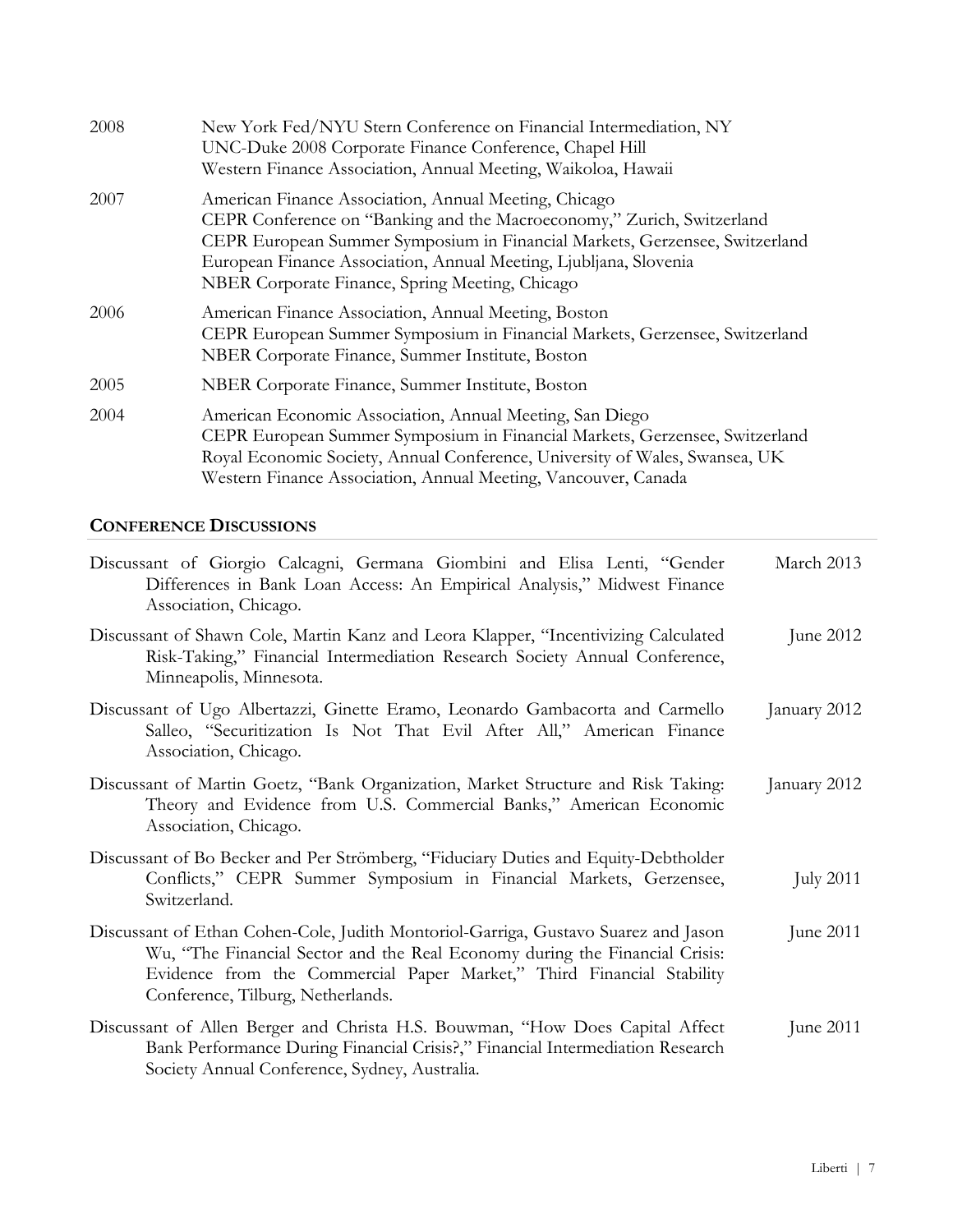2008 New York Fed/NYU Stern Conference on Financial Intermediation, NY
UNC-Duke 2008 Corporate Finance Conference, Chapel Hill
Western Finance Association, Annual Meeting, Waikoloa, Hawaii

2007 American Finance Association, Annual Meeting, Chicago
CEPR Conference on "Banking and the Macroeconomy," Zurich, Switzerland
CEPR European Summer Symposium in Financial Markets, Gerzensee, Switzerland
European Finance Association, Annual Meeting, Ljubljana, Slovenia
NBER Corporate Finance, Spring Meeting, Chicago

2006 American Finance Association, Annual Meeting, Boston
CEPR European Summer Symposium in Financial Markets, Gerzensee, Switzerland
NBER Corporate Finance, Summer Institute, Boston

2005 NBER Corporate Finance, Summer Institute, Boston

2004 American Economic Association, Annual Meeting, San Diego
CEPR European Summer Symposium in Financial Markets, Gerzensee, Switzerland
Royal Economic Society, Annual Conference, University of Wales, Swansea, UK
Western Finance Association, Annual Meeting, Vancouver, Canada

## CONFERENCE DISCUSSIONS

Discussant of Giorgio Calcagni, Germana Giombini and Elisa Lenti, "Gender Differences in Bank Loan Access: An Empirical Analysis," Midwest Finance Association, Chicago. March 2013

Discussant of Shawn Cole, Martin Kanz and Leora Klapper, "Incentivizing Calculated Risk-Taking," Financial Intermediation Research Society Annual Conference, Minneapolis, Minnesota. June 2012

Discussant of Ugo Albertazzi, Ginette Eramo, Leonardo Gambacorta and Carmello Salleo, "Securitization Is Not That Evil After All," American Finance Association, Chicago. January 2012

Discussant of Martin Goetz, "Bank Organization, Market Structure and Risk Taking: Theory and Evidence from U.S. Commercial Banks," American Economic Association, Chicago. January 2012

Discussant of Bo Becker and Per Strömberg, "Fiduciary Duties and Equity-Debtholder Conflicts," CEPR Summer Symposium in Financial Markets, Gerzensee, Switzerland. July 2011

Discussant of Ethan Cohen-Cole, Judith Montoriol-Garriga, Gustavo Suarez and Jason Wu, "The Financial Sector and the Real Economy during the Financial Crisis: Evidence from the Commercial Paper Market," Third Financial Stability Conference, Tilburg, Netherlands. June 2011

Discussant of Allen Berger and Christa H.S. Bouwman, "How Does Capital Affect Bank Performance During Financial Crisis?," Financial Intermediation Research Society Annual Conference, Sydney, Australia. June 2011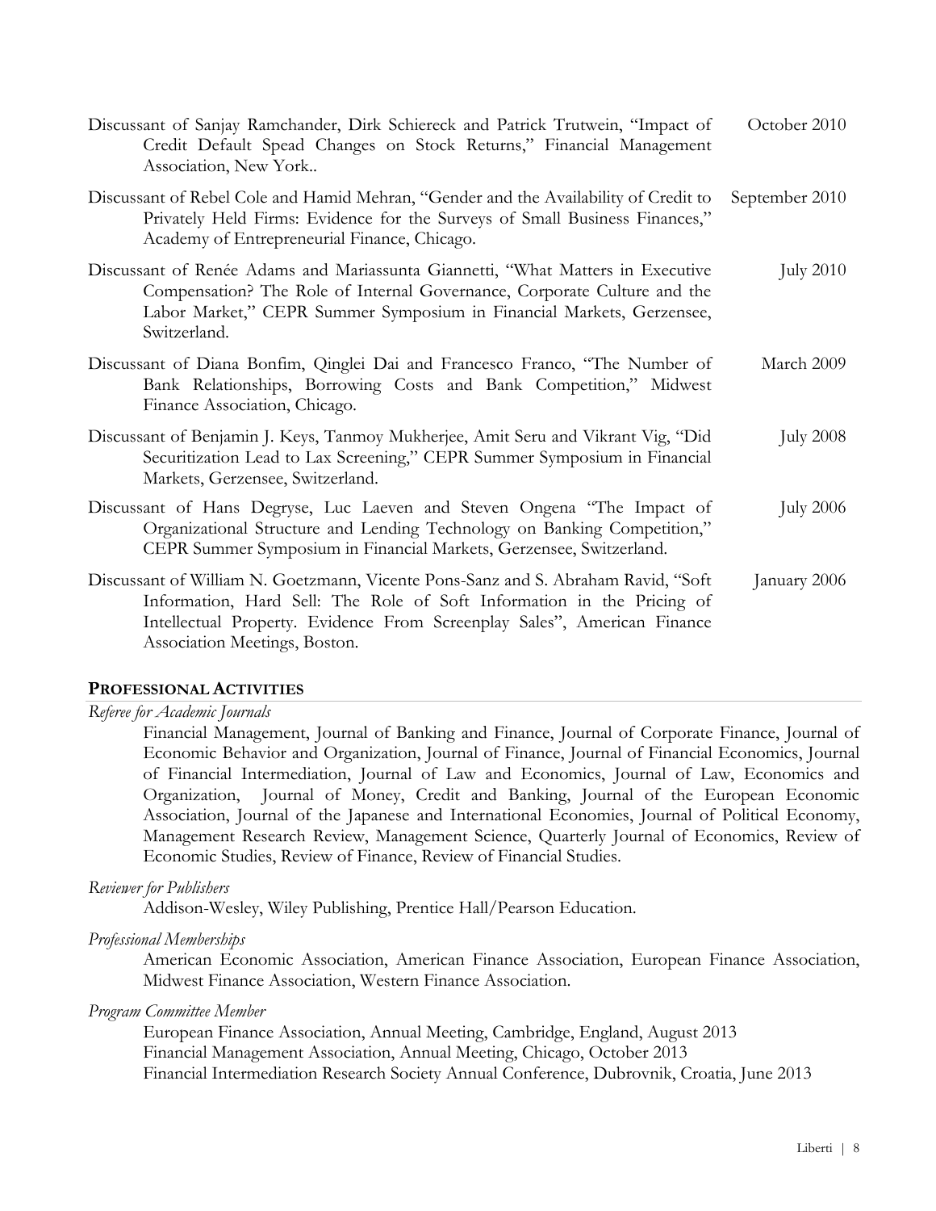Discussant of Sanjay Ramchander, Dirk Schiereck and Patrick Trutwein, "Impact of Credit Default Spead Changes on Stock Returns," Financial Management Association, New York.. — October 2010

Discussant of Rebel Cole and Hamid Mehran, "Gender and the Availability of Credit to Privately Held Firms: Evidence for the Surveys of Small Business Finances," Academy of Entrepreneurial Finance, Chicago. — September 2010

Discussant of Renée Adams and Mariassunta Giannetti, "What Matters in Executive Compensation? The Role of Internal Governance, Corporate Culture and the Labor Market," CEPR Summer Symposium in Financial Markets, Gerzensee, Switzerland. — July 2010

Discussant of Diana Bonfim, Qinglei Dai and Francesco Franco, "The Number of Bank Relationships, Borrowing Costs and Bank Competition," Midwest Finance Association, Chicago. — March 2009

Discussant of Benjamin J. Keys, Tanmoy Mukherjee, Amit Seru and Vikrant Vig, "Did Securitization Lead to Lax Screening," CEPR Summer Symposium in Financial Markets, Gerzensee, Switzerland. — July 2008

Discussant of Hans Degryse, Luc Laeven and Steven Ongena "The Impact of Organizational Structure and Lending Technology on Banking Competition," CEPR Summer Symposium in Financial Markets, Gerzensee, Switzerland. — July 2006

Discussant of William N. Goetzmann, Vicente Pons-Sanz and S. Abraham Ravid, "Soft Information, Hard Sell: The Role of Soft Information in the Pricing of Intellectual Property. Evidence From Screenplay Sales", American Finance Association Meetings, Boston. — January 2006

## PROFESSIONAL ACTIVITIES

*Referee for Academic Journals*

Financial Management, Journal of Banking and Finance, Journal of Corporate Finance, Journal of Economic Behavior and Organization, Journal of Finance, Journal of Financial Economics, Journal of Financial Intermediation, Journal of Law and Economics, Journal of Law, Economics and Organization, Journal of Money, Credit and Banking, Journal of the European Economic Association, Journal of the Japanese and International Economies, Journal of Political Economy, Management Research Review, Management Science, Quarterly Journal of Economics, Review of Economic Studies, Review of Finance, Review of Financial Studies.

*Reviewer for Publishers*

Addison-Wesley, Wiley Publishing, Prentice Hall/Pearson Education.

*Professional Memberships*

American Economic Association, American Finance Association, European Finance Association, Midwest Finance Association, Western Finance Association.

*Program Committee Member*

European Finance Association, Annual Meeting, Cambridge, England, August 2013
Financial Management Association, Annual Meeting, Chicago, October 2013
Financial Intermediation Research Society Annual Conference, Dubrovnik, Croatia, June 2013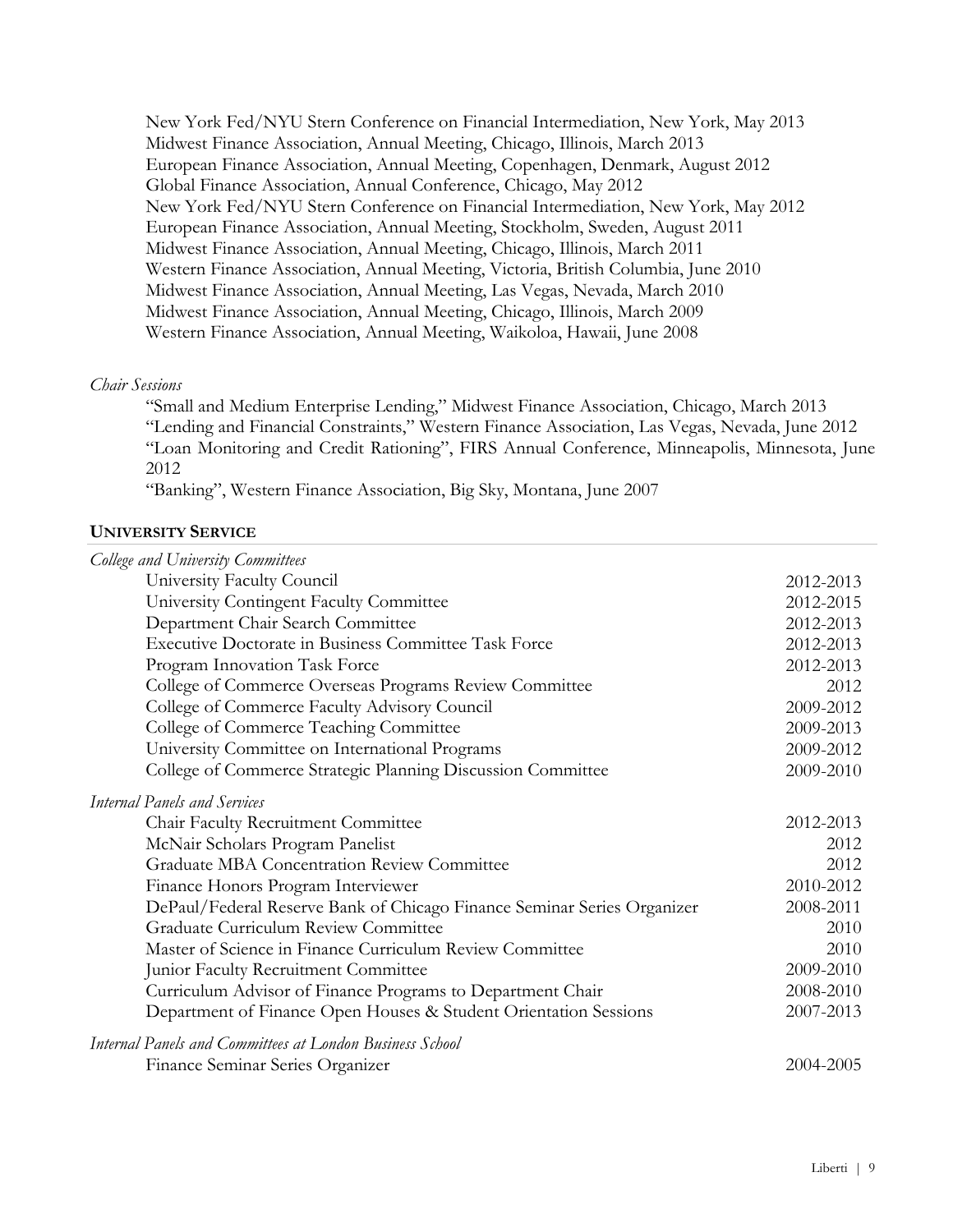New York Fed/NYU Stern Conference on Financial Intermediation, New York, May 2013
Midwest Finance Association, Annual Meeting, Chicago, Illinois, March 2013
European Finance Association, Annual Meeting, Copenhagen, Denmark, August 2012
Global Finance Association, Annual Conference, Chicago, May 2012
New York Fed/NYU Stern Conference on Financial Intermediation, New York, May 2012
European Finance Association, Annual Meeting, Stockholm, Sweden, August 2011
Midwest Finance Association, Annual Meeting, Chicago, Illinois, March 2011
Western Finance Association, Annual Meeting, Victoria, British Columbia, June 2010
Midwest Finance Association, Annual Meeting, Las Vegas, Nevada, March 2010
Midwest Finance Association, Annual Meeting, Chicago, Illinois, March 2009
Western Finance Association, Annual Meeting, Waikoloa, Hawaii, June 2008

*Chair Sessions*

"Small and Medium Enterprise Lending," Midwest Finance Association, Chicago, March 2013
"Lending and Financial Constraints," Western Finance Association, Las Vegas, Nevada, June 2012
"Loan Monitoring and Credit Rationing", FIRS Annual Conference, Minneapolis, Minnesota, June 2012
"Banking", Western Finance Association, Big Sky, Montana, June 2007

## UNIVERSITY SERVICE

*College and University Committees*

| | |
|---|---|
| University Faculty Council | 2012-2013 |
| University Contingent Faculty Committee | 2012-2015 |
| Department Chair Search Committee | 2012-2013 |
| Executive Doctorate in Business Committee Task Force | 2012-2013 |
| Program Innovation Task Force | 2012-2013 |
| College of Commerce Overseas Programs Review Committee | 2012 |
| College of Commerce Faculty Advisory Council | 2009-2012 |
| College of Commerce Teaching Committee | 2009-2013 |
| University Committee on International Programs | 2009-2012 |
| College of Commerce Strategic Planning Discussion Committee | 2009-2010 |

*Internal Panels and Services*

| | |
|---|---|
| Chair Faculty Recruitment Committee | 2012-2013 |
| McNair Scholars Program Panelist | 2012 |
| Graduate MBA Concentration Review Committee | 2012 |
| Finance Honors Program Interviewer | 2010-2012 |
| DePaul/Federal Reserve Bank of Chicago Finance Seminar Series Organizer | 2008-2011 |
| Graduate Curriculum Review Committee | 2010 |
| Master of Science in Finance Curriculum Review Committee | 2010 |
| Junior Faculty Recruitment Committee | 2009-2010 |
| Curriculum Advisor of Finance Programs to Department Chair | 2008-2010 |
| Department of Finance Open Houses & Student Orientation Sessions | 2007-2013 |

*Internal Panels and Committees at London Business School*

| | |
|---|---|
| Finance Seminar Series Organizer | 2004-2005 |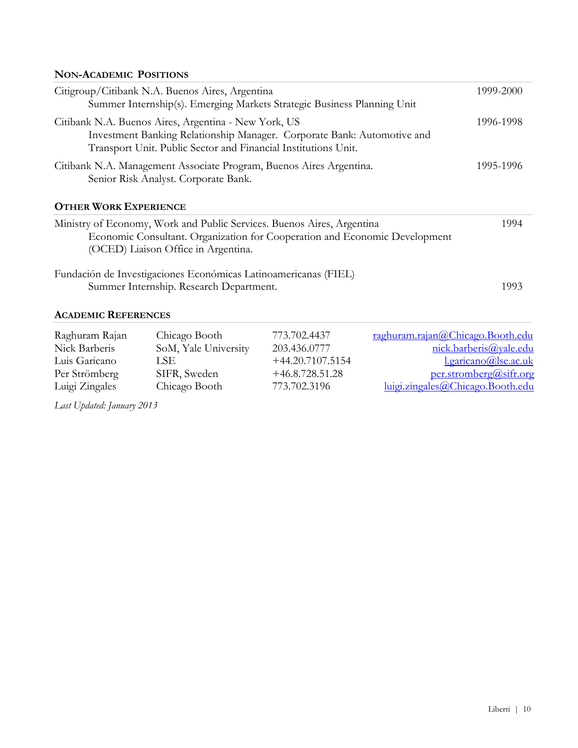## Non-Academic Positions

Citigroup/Citibank N.A. Buenos Aires, Argentina — 1999-2000
Summer Internship(s). Emerging Markets Strategic Business Planning Unit

Citibank N.A. Buenos Aires, Argentina - New York, US — 1996-1998
Investment Banking Relationship Manager. Corporate Bank: Automotive and Transport Unit. Public Sector and Financial Institutions Unit.

Citibank N.A. Management Associate Program, Buenos Aires Argentina. — 1995-1996
Senior Risk Analyst. Corporate Bank.

## Other Work Experience

Ministry of Economy, Work and Public Services. Buenos Aires, Argentina — 1994
Economic Consultant. Organization for Cooperation and Economic Development (OCED) Liaison Office in Argentina.

Fundación de Investigaciones Económicas Latinoamericanas (FIEL) — 1993
Summer Internship. Research Department.

## Academic References

| | | | |
|---|---|---|---|
| Raghuram Rajan | Chicago Booth | 773.702.4437 | raghuram.rajan@Chicago.Booth.edu |
| Nick Barberis | SoM, Yale University | 203.436.0777 | nick.barberis@yale.edu |
| Luis Garicano | LSE | +44.20.7107.5154 | l.garicano@lse.ac.uk |
| Per Strömberg | SIFR, Sweden | +46.8.728.51.28 | per.stromberg@sifr.org |
| Luigi Zingales | Chicago Booth | 773.702.3196 | luigi.zingales@Chicago.Booth.edu |

*Last Updated: January 2013*